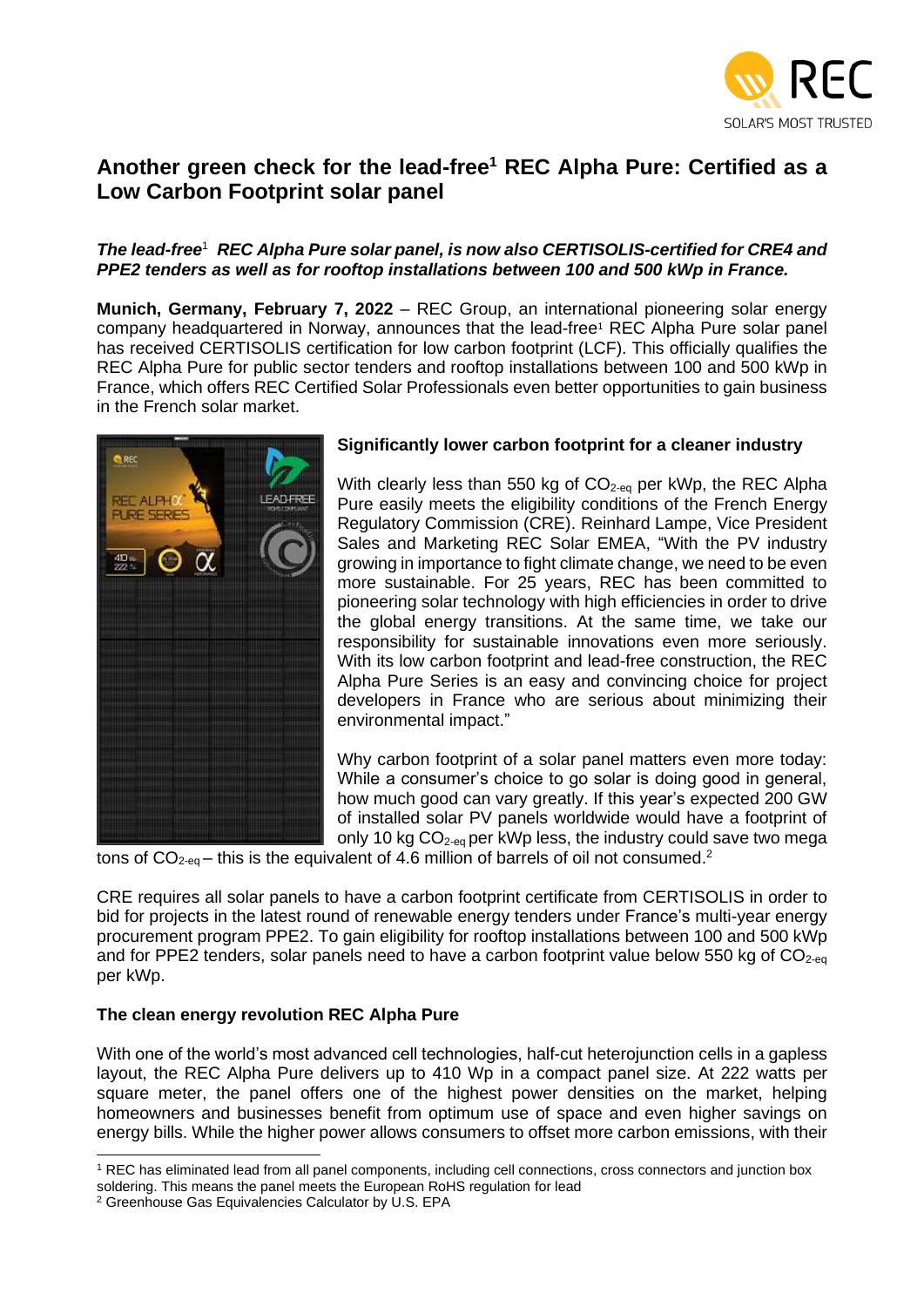# Another green check for the lead-free[1] REC Alpha Pure: Certified as a Low Carbon Footprint solar panel

***The lead-free[1] REC Alpha Pure solar panel, is now also CERTISOLIS-certified for CRE4 and PPE2 tenders as well as for rooftop installations between 100 and 500 kWp in France.***

**Munich, Germany, February 7, 2022** – REC Group, an international pioneering solar energy company headquartered in Norway, announces that the lead-free[1] REC Alpha Pure solar panel has received CERTISOLIS certification for low carbon footprint (LCF). This officially qualifies the REC Alpha Pure for public sector tenders and rooftop installations between 100 and 500 kWp in France, which offers REC Certified Solar Professionals even better opportunities to gain business in the French solar market.

### Significantly lower carbon footprint for a cleaner industry

With clearly less than 550 kg of $CO_{2\text{-eq}}$ per kWp, the REC Alpha Pure easily meets the eligibility conditions of the French Energy Regulatory Commission (CRE). Reinhard Lampe, Vice President Sales and Marketing REC Solar EMEA, "With the PV industry growing in importance to fight climate change, we need to be even more sustainable. For 25 years, REC has been committed to pioneering solar technology with high efficiencies in order to drive the global energy transitions. At the same time, we take our responsibility for sustainable innovations even more seriously. With its low carbon footprint and lead-free construction, the REC Alpha Pure Series is an easy and convincing choice for project developers in France who are serious about minimizing their environmental impact."

Why carbon footprint of a solar panel matters even more today: While a consumer's choice to go solar is doing good in general, how much good can vary greatly. If this year's expected 200 GW of installed solar PV panels worldwide would have a footprint of only 10 kg $CO_{2\text{-eq}}$ per kWp less, the industry could save two mega tons of $CO_{2\text{-eq}}$ – this is the equivalent of 4.6 million of barrels of oil not consumed.[2]

CRE requires all solar panels to have a carbon footprint certificate from CERTISOLIS in order to bid for projects in the latest round of renewable energy tenders under France's multi-year energy procurement program PPE2. To gain eligibility for rooftop installations between 100 and 500 kWp and for PPE2 tenders, solar panels need to have a carbon footprint value below 550 kg of $CO_{2\text{-eq}}$ per kWp.

### The clean energy revolution REC Alpha Pure

With one of the world's most advanced cell technologies, half-cut heterojunction cells in a gapless layout, the REC Alpha Pure delivers up to 410 Wp in a compact panel size. At 222 watts per square meter, the panel offers one of the highest power densities on the market, helping homeowners and businesses benefit from optimum use of space and even higher savings on energy bills. While the higher power allows consumers to offset more carbon emissions, with their

---

[1] REC has eliminated lead from all panel components, including cell connections, cross connectors and junction box soldering. This means the panel meets the European RoHS regulation for lead

[2] Greenhouse Gas Equivalencies Calculator by U.S. EPA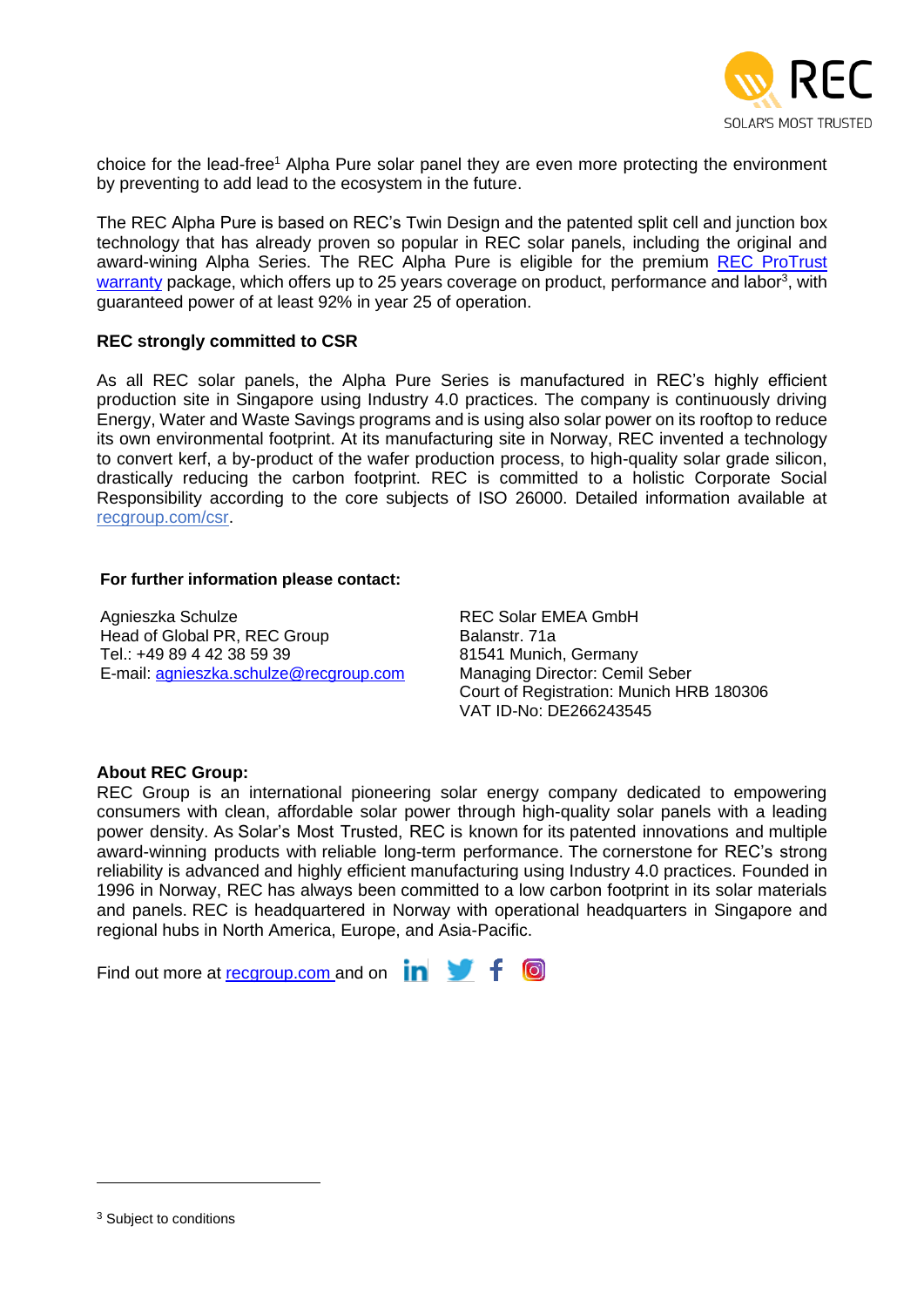choice for the lead-free[1] Alpha Pure solar panel they are even more protecting the environment by preventing to add lead to the ecosystem in the future.

The REC Alpha Pure is based on REC's Twin Design and the patented split cell and junction box technology that has already proven so popular in REC solar panels, including the original and award-wining Alpha Series. The REC Alpha Pure is eligible for the premium REC ProTrust warranty package, which offers up to 25 years coverage on product, performance and labor[3], with guaranteed power of at least 92% in year 25 of operation.

**REC strongly committed to CSR**

As all REC solar panels, the Alpha Pure Series is manufactured in REC's highly efficient production site in Singapore using Industry 4.0 practices. The company is continuously driving Energy, Water and Waste Savings programs and is using also solar power on its rooftop to reduce its own environmental footprint. At its manufacturing site in Norway, REC invented a technology to convert kerf, a by-product of the wafer production process, to high-quality solar grade silicon, drastically reducing the carbon footprint. REC is committed to a holistic Corporate Social Responsibility according to the core subjects of ISO 26000. Detailed information available at recgroup.com/csr.

**For further information please contact:**

Agnieszka Schulze
Head of Global PR, REC Group
Tel.: +49 89 4 42 38 59 39
E-mail: agnieszka.schulze@recgroup.com

REC Solar EMEA GmbH
Balanstr. 71a
81541 Munich, Germany
Managing Director: Cemil Seber
Court of Registration: Munich HRB 180306
VAT ID-No: DE266243545

**About REC Group:**
REC Group is an international pioneering solar energy company dedicated to empowering consumers with clean, affordable solar power through high-quality solar panels with a leading power density. As Solar's Most Trusted, REC is known for its patented innovations and multiple award-winning products with reliable long-term performance. The cornerstone for REC's strong reliability is advanced and highly efficient manufacturing using Industry 4.0 practices. Founded in 1996 in Norway, REC has always been committed to a low carbon footprint in its solar materials and panels. REC is headquartered in Norway with operational headquarters in Singapore and regional hubs in North America, Europe, and Asia-Pacific.

Find out more at recgroup.com and on

[3] Subject to conditions